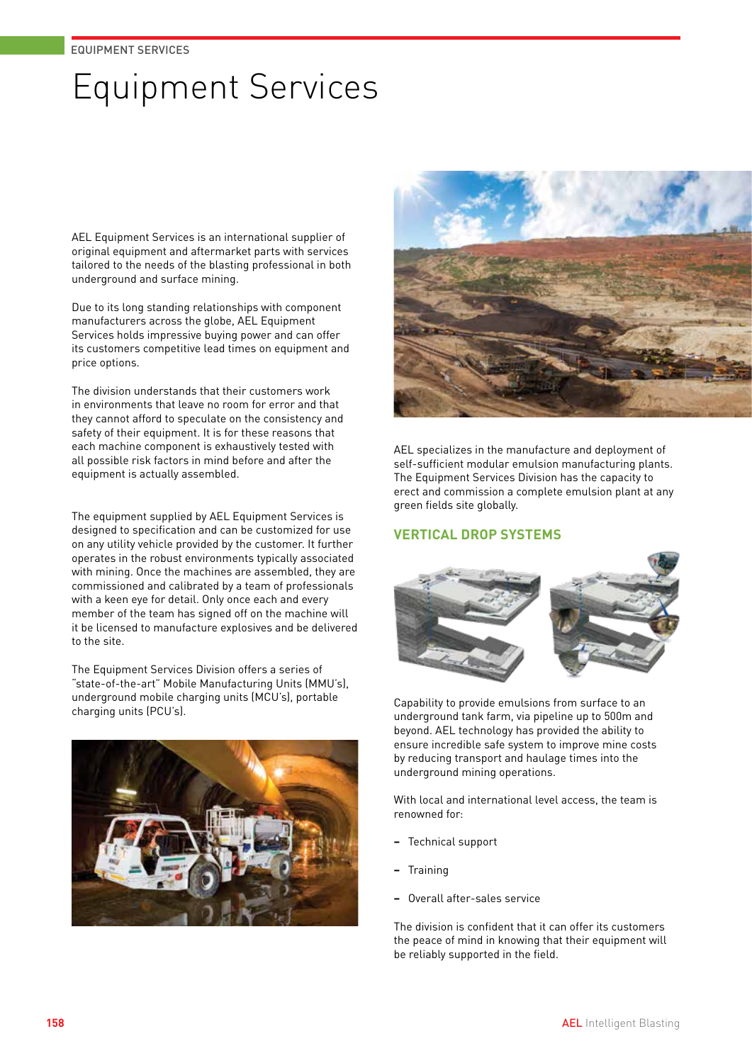# Equipment Services

AEL Equipment Services is an international supplier of original equipment and aftermarket parts with services tailored to the needs of the blasting professional in both underground and surface mining.

Due to its long standing relationships with component manufacturers across the globe, AEL Equipment Services holds impressive buying power and can offer its customers competitive lead times on equipment and price options.

The division understands that their customers work in environments that leave no room for error and that they cannot afford to speculate on the consistency and safety of their equipment. It is for these reasons that each machine component is exhaustively tested with all possible risk factors in mind before and after the equipment is actually assembled.

The equipment supplied by AEL Equipment Services is designed to specification and can be customized for use on any utility vehicle provided by the customer. It further operates in the robust environments typically associated with mining. Once the machines are assembled, they are commissioned and calibrated by a team of professionals with a keen eye for detail. Only once each and every member of the team has signed off on the machine will it be licensed to manufacture explosives and be delivered to the site.

The Equipment Services Division offers a series of "state-of-the-art" Mobile Manufacturing Units (MMU's), underground mobile charging units (MCU's), portable charging units (PCU's).

AEL specializes in the manufacture and deployment of self-sufficient modular emulsion manufacturing plants. The Equipment Services Division has the capacity to erect and commission a complete emulsion plant at any green fields site globally.

## VERTICAL DROP SYSTEMS

Capability to provide emulsions from surface to an underground tank farm, via pipeline up to 500m and beyond. AEL technology has provided the ability to ensure incredible safe system to improve mine costs by reducing transport and haulage times into the underground mining operations.

With local and international level access, the team is renowned for:

- Technical support
- Training
- Overall after-sales service

The division is confident that it can offer its customers the peace of mind in knowing that their equipment will be reliably supported in the field.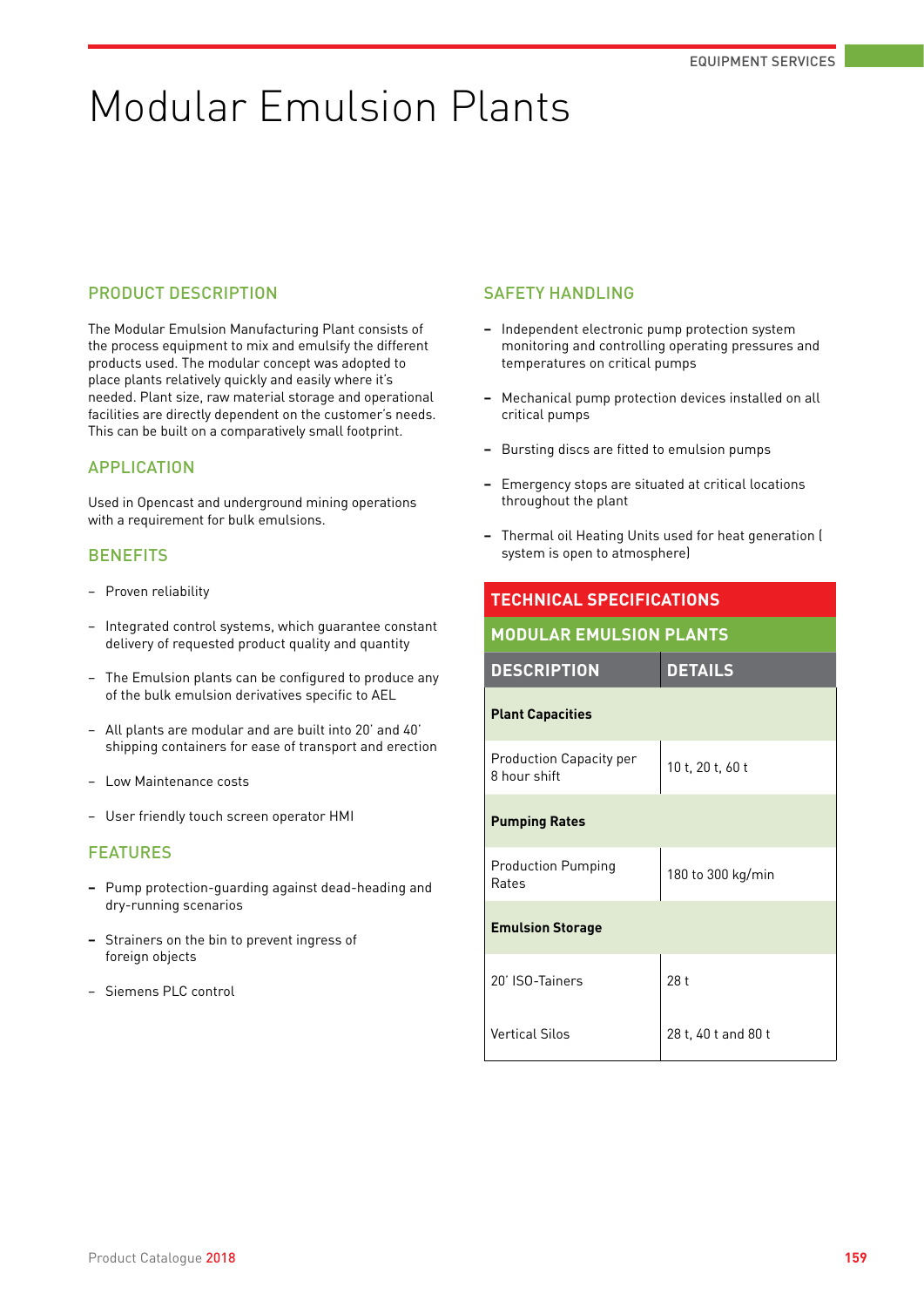# Modular Emulsion Plants

## PRODUCT DESCRIPTION

The Modular Emulsion Manufacturing Plant consists of the process equipment to mix and emulsify the different products used. The modular concept was adopted to place plants relatively quickly and easily where it's needed. Plant size, raw material storage and operational facilities are directly dependent on the customer's needs. This can be built on a comparatively small footprint.

## APPLICATION

Used in Opencast and underground mining operations with a requirement for bulk emulsions.

## BENEFITS

- Proven reliability
- Integrated control systems, which guarantee constant delivery of requested product quality and quantity
- The Emulsion plants can be configured to produce any of the bulk emulsion derivatives specific to AEL
- All plants are modular and are built into 20' and 40' shipping containers for ease of transport and erection
- Low Maintenance costs
- User friendly touch screen operator HMI

## FEATURES

- Pump protection-guarding against dead-heading and dry-running scenarios
- Strainers on the bin to prevent ingress of foreign objects
- Siemens PLC control

## SAFETY HANDLING

- Independent electronic pump protection system monitoring and controlling operating pressures and temperatures on critical pumps
- Mechanical pump protection devices installed on all critical pumps
- Bursting discs are fitted to emulsion pumps
- Emergency stops are situated at critical locations throughout the plant
- Thermal oil Heating Units used for heat generation ( system is open to atmosphere)

## TECHNICAL SPECIFICATIONS

### MODULAR EMULSION PLANTS

| DESCRIPTION | DETAILS |
|---|---|
| **Plant Capacities** | |
| Production Capacity per 8 hour shift | 10 t, 20 t, 60 t |
| **Pumping Rates** | |
| Production Pumping Rates | 180 to 300 kg/min |
| **Emulsion Storage** | |
| 20' ISO-Tainers | 28 t |
| Vertical Silos | 28 t, 40 t and 80 t |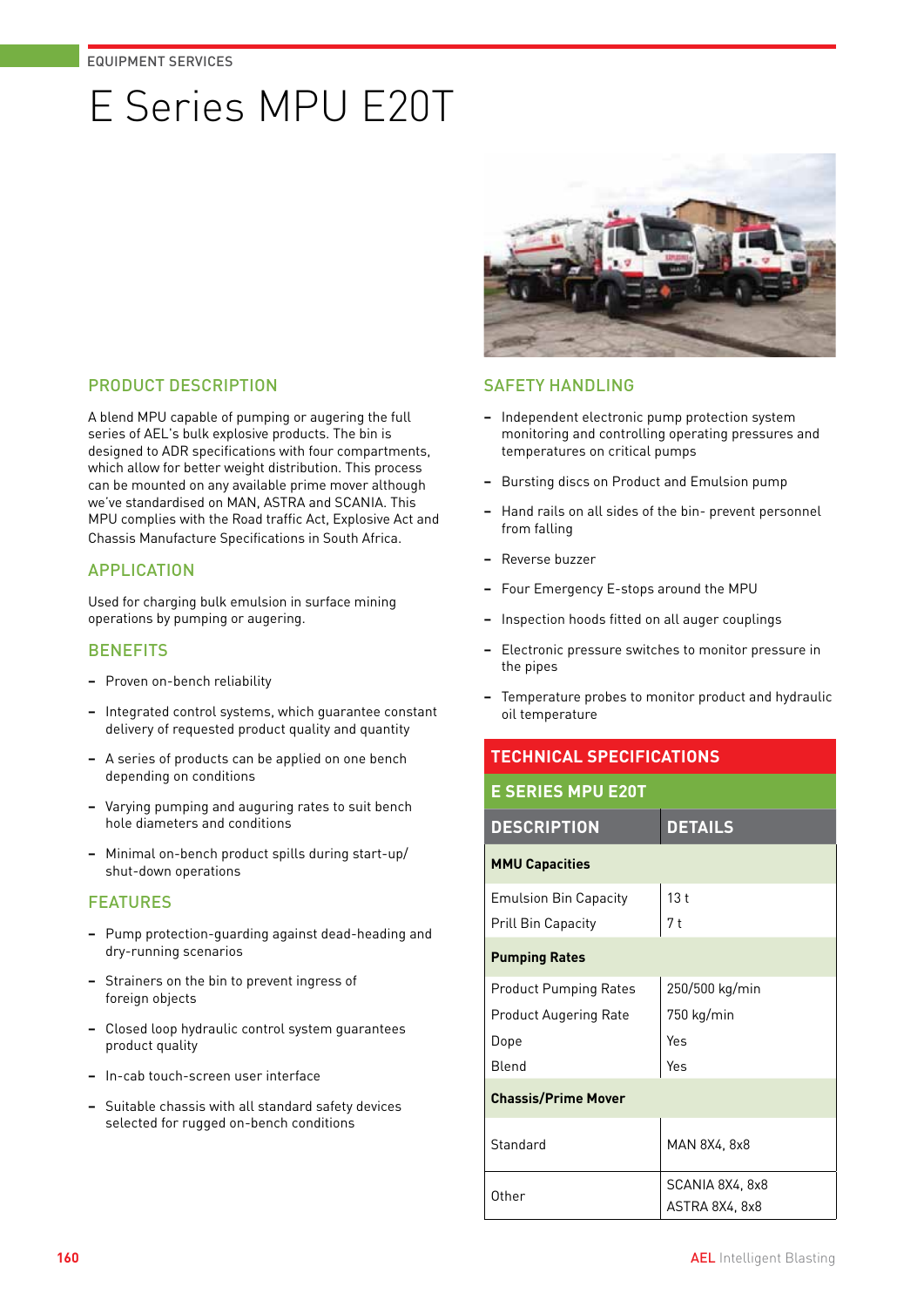EQUIPMENT SERVICES

# E Series MPU E20T

## PRODUCT DESCRIPTION

A blend MPU capable of pumping or augering the full series of AEL's bulk explosive products. The bin is designed to ADR specifications with four compartments, which allow for better weight distribution. This process can be mounted on any available prime mover although we've standardised on MAN, ASTRA and SCANIA. This MPU complies with the Road traffic Act, Explosive Act and Chassis Manufacture Specifications in South Africa.

## APPLICATION

Used for charging bulk emulsion in surface mining operations by pumping or augering.

## BENEFITS

- Proven on-bench reliability
- Integrated control systems, which guarantee constant delivery of requested product quality and quantity
- A series of products can be applied on one bench depending on conditions
- Varying pumping and auguring rates to suit bench hole diameters and conditions
- Minimal on-bench product spills during start-up/ shut-down operations

## FEATURES

- Pump protection-guarding against dead-heading and dry-running scenarios
- Strainers on the bin to prevent ingress of foreign objects
- Closed loop hydraulic control system guarantees product quality
- In-cab touch-screen user interface
- Suitable chassis with all standard safety devices selected for rugged on-bench conditions

## SAFETY HANDLING

- Independent electronic pump protection system monitoring and controlling operating pressures and temperatures on critical pumps
- Bursting discs on Product and Emulsion pump
- Hand rails on all sides of the bin- prevent personnel from falling
- Reverse buzzer
- Four Emergency E-stops around the MPU
- Inspection hoods fitted on all auger couplings
- Electronic pressure switches to monitor pressure in the pipes
- Temperature probes to monitor product and hydraulic oil temperature

## TECHNICAL SPECIFICATIONS

### E SERIES MPU E20T

| DESCRIPTION | DETAILS |
|---|---|
| **MMU Capacities** | |
| Emulsion Bin Capacity | 13 t |
| Prill Bin Capacity | 7 t |
| **Pumping Rates** | |
| Product Pumping Rates | 250/500 kg/min |
| Product Augering Rate | 750 kg/min |
| Dope | Yes |
| Blend | Yes |
| **Chassis/Prime Mover** | |
| Standard | MAN 8X4, 8x8 |
| Other | SCANIA 8X4, 8x8<br>ASTRA 8X4, 8x8 |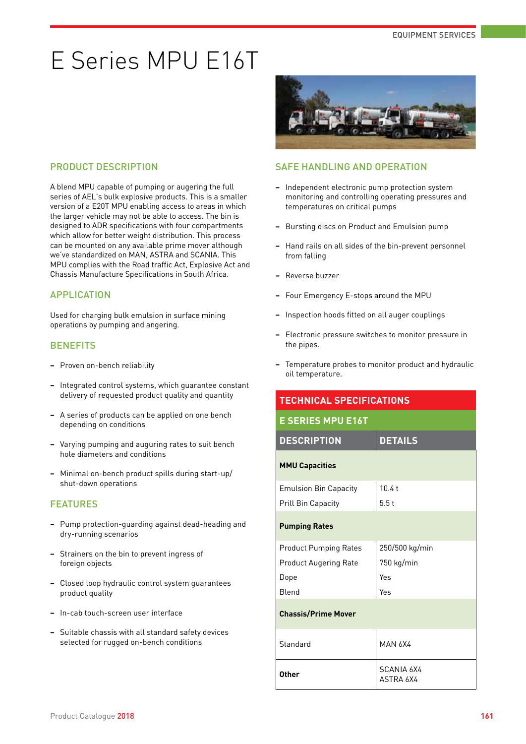# E Series MPU E16T

## PRODUCT DESCRIPTION

A blend MPU capable of pumping or augering the full series of AEL's bulk explosive products. This is a smaller version of a E20T MPU enabling access to areas in which the larger vehicle may not be able to access. The bin is designed to ADR specifications with four compartments which allow for better weight distribution. This process can be mounted on any available prime mover although we've standardized on MAN, ASTRA and SCANIA. This MPU complies with the Road traffic Act, Explosive Act and Chassis Manufacture Specifications in South Africa.

## APPLICATION

Used for charging bulk emulsion in surface mining operations by pumping and angering.

## BENEFITS

- Proven on-bench reliability
- Integrated control systems, which guarantee constant delivery of requested product quality and quantity
- A series of products can be applied on one bench depending on conditions
- Varying pumping and auguring rates to suit bench hole diameters and conditions
- Minimal on-bench product spills during start-up/ shut-down operations

## FEATURES

- Pump protection-guarding against dead-heading and dry-running scenarios
- Strainers on the bin to prevent ingress of foreign objects
- Closed loop hydraulic control system guarantees product quality
- In-cab touch-screen user interface
- Suitable chassis with all standard safety devices selected for rugged on-bench conditions

## SAFE HANDLING AND OPERATION

- Independent electronic pump protection system monitoring and controlling operating pressures and temperatures on critical pumps
- Bursting discs on Product and Emulsion pump
- Hand rails on all sides of the bin-prevent personnel from falling
- Reverse buzzer
- Four Emergency E-stops around the MPU
- Inspection hoods fitted on all auger couplings
- Electronic pressure switches to monitor pressure in the pipes.
- Temperature probes to monitor product and hydraulic oil temperature.

## TECHNICAL SPECIFICATIONS

### E SERIES MPU E16T

| DESCRIPTION | DETAILS |
|---|---|
| **MMU Capacities** | |
| Emulsion Bin Capacity | 10.4 t |
| Prill Bin Capacity | 5.5 t |
| **Pumping Rates** | |
| Product Pumping Rates | 250/500 kg/min |
| Product Augering Rate | 750 kg/min |
| Dope | Yes |
| Blend | Yes |
| **Chassis/Prime Mover** | |
| Standard | MAN 6X4 |
| **Other** | SCANIA 6X4<br>ASTRA 6X4 |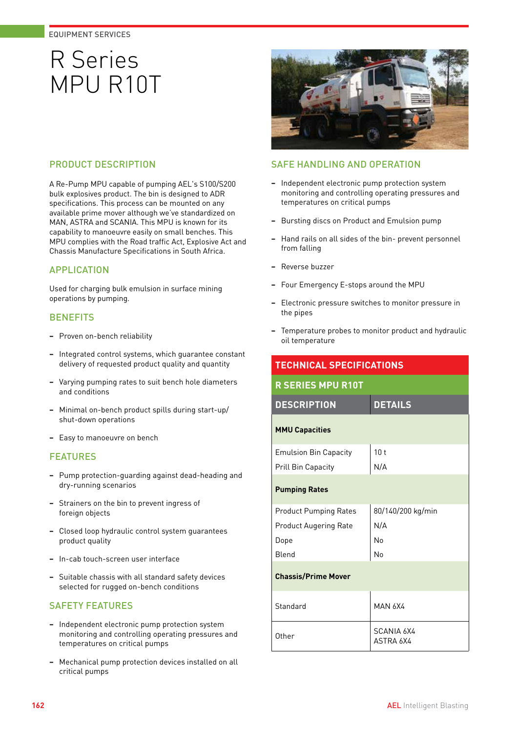EQUIPMENT SERVICES

# R Series MPU R10T

## PRODUCT DESCRIPTION

A Re-Pump MPU capable of pumping AEL's S100/S200 bulk explosives product. The bin is designed to ADR specifications. This process can be mounted on any available prime mover although we've standardized on MAN, ASTRA and SCANIA. This MPU is known for its capability to manoeuvre easily on small benches. This MPU complies with the Road traffic Act, Explosive Act and Chassis Manufacture Specifications in South Africa.

## APPLICATION

Used for charging bulk emulsion in surface mining operations by pumping.

## BENEFITS

- Proven on-bench reliability
- Integrated control systems, which guarantee constant delivery of requested product quality and quantity
- Varying pumping rates to suit bench hole diameters and conditions
- Minimal on-bench product spills during start-up/ shut-down operations
- Easy to manoeuvre on bench

## FEATURES

- Pump protection-guarding against dead-heading and dry-running scenarios
- Strainers on the bin to prevent ingress of foreign objects
- Closed loop hydraulic control system guarantees product quality
- In-cab touch-screen user interface
- Suitable chassis with all standard safety devices selected for rugged on-bench conditions

## SAFETY FEATURES

- Independent electronic pump protection system monitoring and controlling operating pressures and temperatures on critical pumps
- Mechanical pump protection devices installed on all critical pumps

## SAFE HANDLING AND OPERATION

- Independent electronic pump protection system monitoring and controlling operating pressures and temperatures on critical pumps
- Bursting discs on Product and Emulsion pump
- Hand rails on all sides of the bin- prevent personnel from falling
- Reverse buzzer
- Four Emergency E-stops around the MPU
- Electronic pressure switches to monitor pressure in the pipes
- Temperature probes to monitor product and hydraulic oil temperature

## TECHNICAL SPECIFICATIONS

### R SERIES MPU R10T

| DESCRIPTION | DETAILS |
|---|---|
| **MMU Capacities** | |
| Emulsion Bin Capacity | 10 t |
| Prill Bin Capacity | N/A |
| **Pumping Rates** | |
| Product Pumping Rates | 80/140/200 kg/min |
| Product Augering Rate | N/A |
| Dope | No |
| Blend | No |
| **Chassis/Prime Mover** | |
| Standard | MAN 6X4 |
| Other | SCANIA 6X4<br>ASTRA 6X4 |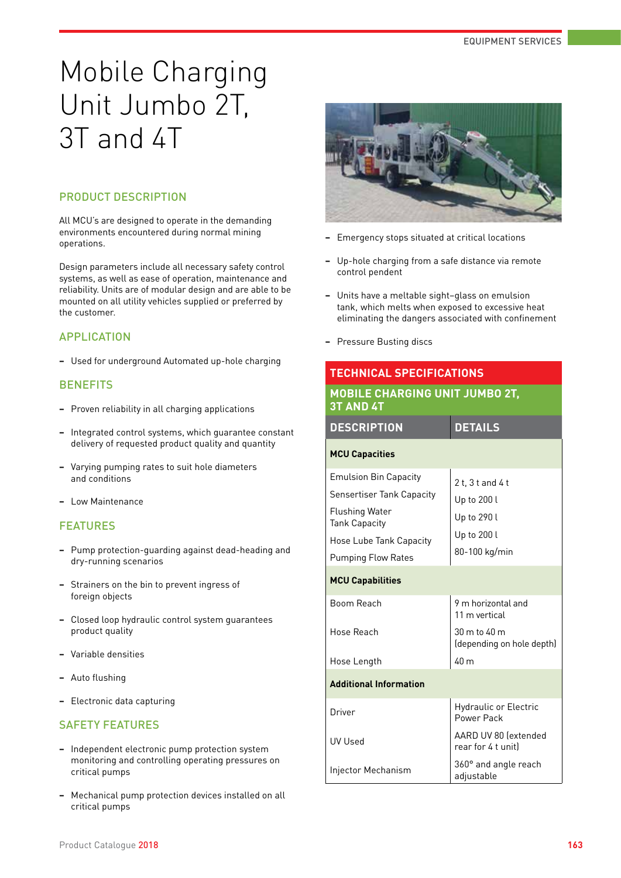# Mobile Charging Unit Jumbo 2T, 3T and 4T

## PRODUCT DESCRIPTION

All MCU's are designed to operate in the demanding environments encountered during normal mining operations.

Design parameters include all necessary safety control systems, as well as ease of operation, maintenance and reliability. Units are of modular design and are able to be mounted on all utility vehicles supplied or preferred by the customer.

## APPLICATION

- Used for underground Automated up-hole charging

## BENEFITS

- Proven reliability in all charging applications
- Integrated control systems, which guarantee constant delivery of requested product quality and quantity
- Varying pumping rates to suit hole diameters and conditions
- Low Maintenance

## FEATURES

- Pump protection-guarding against dead-heading and dry-running scenarios
- Strainers on the bin to prevent ingress of foreign objects
- Closed loop hydraulic control system guarantees product quality
- Variable densities
- Auto flushing
- Electronic data capturing

## SAFETY FEATURES

- Independent electronic pump protection system monitoring and controlling operating pressures on critical pumps
- Mechanical pump protection devices installed on all critical pumps
- Emergency stops situated at critical locations
- Up-hole charging from a safe distance via remote control pendent
- Units have a meltable sight–glass on emulsion tank, which melts when exposed to excessive heat eliminating the dangers associated with confinement
- Pressure Busting discs

## TECHNICAL SPECIFICATIONS

### MOBILE CHARGING UNIT JUMBO 2T, 3T AND 4T

| DESCRIPTION | DETAILS |
|---|---|
| **MCU Capacities** | |
| Emulsion Bin Capacity | 2 t, 3 t and 4 t |
| Sensertiser Tank Capacity | Up to 200 l |
| Flushing Water Tank Capacity | Up to 290 l |
| Hose Lube Tank Capacity | Up to 200 l |
| Pumping Flow Rates | 80-100 kg/min |
| **MCU Capabilities** | |
| Boom Reach | 9 m horizontal and 11 m vertical |
| Hose Reach | 30 m to 40 m (depending on hole depth) |
| Hose Length | 40 m |
| **Additional Information** | |
| Driver | Hydraulic or Electric Power Pack |
| UV Used | AARD UV 80 (extended rear for 4 t unit) |
| Injector Mechanism | 360° and angle reach adjustable |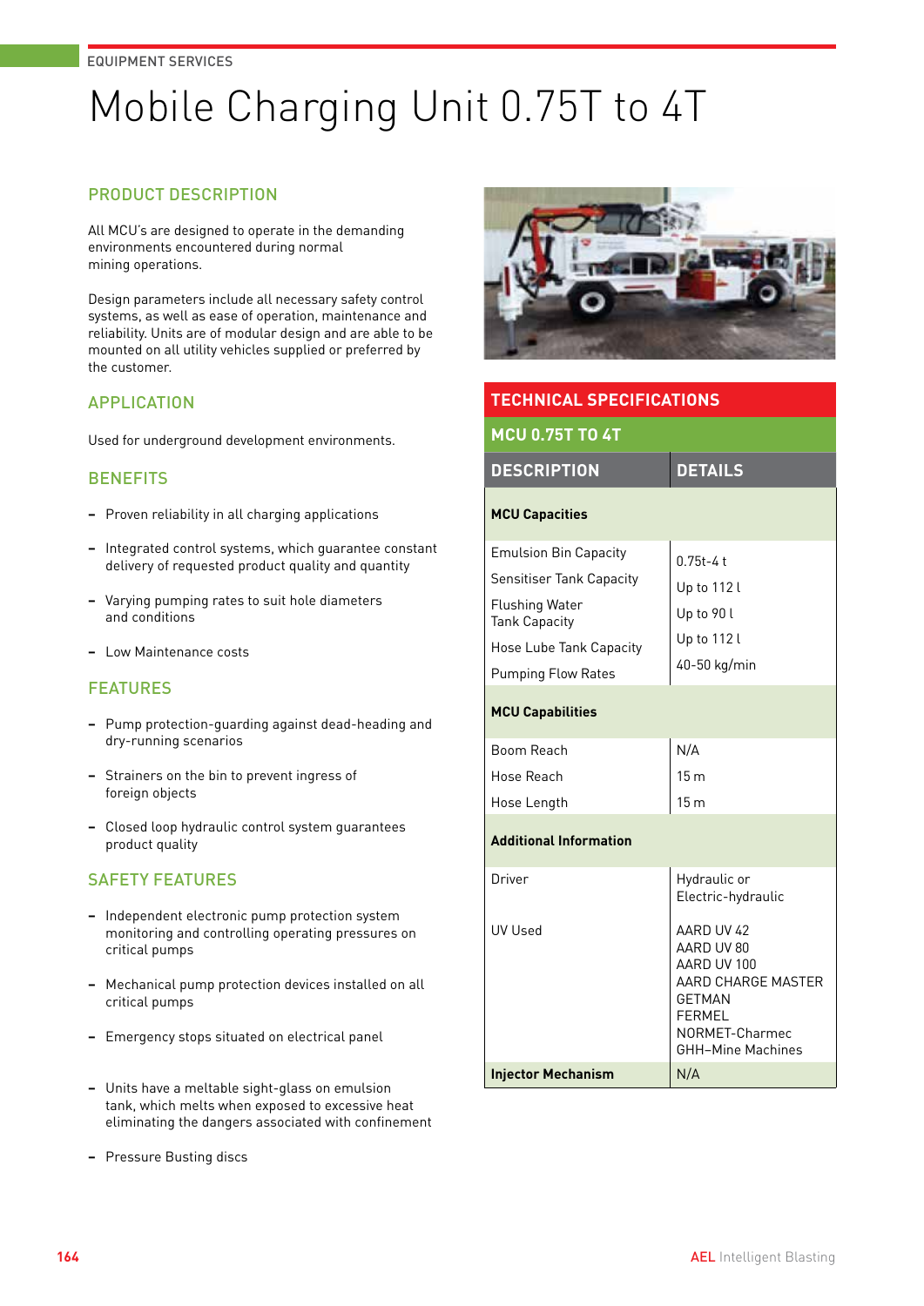EQUIPMENT SERVICES

# Mobile Charging Unit 0.75T to 4T

## PRODUCT DESCRIPTION

All MCU's are designed to operate in the demanding environments encountered during normal mining operations.

Design parameters include all necessary safety control systems, as well as ease of operation, maintenance and reliability. Units are of modular design and are able to be mounted on all utility vehicles supplied or preferred by the customer.

## APPLICATION

Used for underground development environments.

## BENEFITS

- Proven reliability in all charging applications
- Integrated control systems, which guarantee constant delivery of requested product quality and quantity
- Varying pumping rates to suit hole diameters and conditions
- Low Maintenance costs

## FEATURES

- Pump protection-guarding against dead-heading and dry-running scenarios
- Strainers on the bin to prevent ingress of foreign objects
- Closed loop hydraulic control system guarantees product quality

## SAFETY FEATURES

- Independent electronic pump protection system monitoring and controlling operating pressures on critical pumps
- Mechanical pump protection devices installed on all critical pumps
- Emergency stops situated on electrical panel
- Units have a meltable sight-glass on emulsion tank, which melts when exposed to excessive heat eliminating the dangers associated with confinement
- Pressure Busting discs

## TECHNICAL SPECIFICATIONS

### MCU 0.75T TO 4T

| DESCRIPTION | DETAILS |
|---|---|
| **MCU Capacities** | |
| Emulsion Bin Capacity | 0.75t-4 t |
| Sensitiser Tank Capacity | Up to 112 l |
| Flushing Water Tank Capacity | Up to 90 l |
| Hose Lube Tank Capacity | Up to 112 l |
| Pumping Flow Rates | 40-50 kg/min |
| **MCU Capabilities** | |
| Boom Reach | N/A |
| Hose Reach | 15 m |
| Hose Length | 15 m |
| **Additional Information** | |
| Driver | Hydraulic or Electric-hydraulic |
| UV Used | AARD UV 42<br>AARD UV 80<br>AARD UV 100<br>AARD CHARGE MASTER<br>GETMAN<br>FERMEL<br>NORMET-Charmec<br>GHH–Mine Machines |
| **Injector Mechanism** | N/A |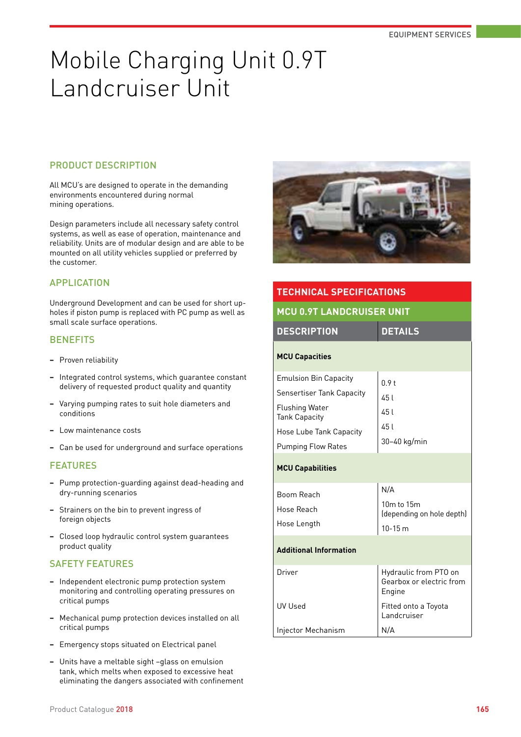# Mobile Charging Unit 0.9T Landcruiser Unit

## PRODUCT DESCRIPTION

All MCU's are designed to operate in the demanding environments encountered during normal mining operations.

Design parameters include all necessary safety control systems, as well as ease of operation, maintenance and reliability. Units are of modular design and are able to be mounted on all utility vehicles supplied or preferred by the customer.

## APPLICATION

Underground Development and can be used for short up-holes if piston pump is replaced with PC pump as well as small scale surface operations.

## BENEFITS

- Proven reliability
- Integrated control systems, which guarantee constant delivery of requested product quality and quantity
- Varying pumping rates to suit hole diameters and conditions
- Low maintenance costs
- Can be used for underground and surface operations

## FEATURES

- Pump protection-guarding against dead-heading and dry-running scenarios
- Strainers on the bin to prevent ingress of foreign objects
- Closed loop hydraulic control system guarantees product quality

## SAFETY FEATURES

- Independent electronic pump protection system monitoring and controlling operating pressures on critical pumps
- Mechanical pump protection devices installed on all critical pumps
- Emergency stops situated on Electrical panel
- Units have a meltable sight –glass on emulsion tank, which melts when exposed to excessive heat eliminating the dangers associated with confinement

## TECHNICAL SPECIFICATIONS

### MCU 0.9T LANDCRUISER UNIT

| DESCRIPTION | DETAILS |
|---|---|
| **MCU Capacities** | |
| Emulsion Bin Capacity | 0.9 t |
| Sensertiser Tank Capacity | 45 l |
| Flushing Water Tank Capacity | 45 l |
| Hose Lube Tank Capacity | 45 l |
| Pumping Flow Rates | 30–40 kg/min |
| **MCU Capabilities** | |
| Boom Reach | N/A |
| Hose Reach | 10m to 15m (depending on hole depth) |
| Hose Length | 10-15 m |
| **Additional Information** | |
| Driver | Hydraulic from PTO on Gearbox or electric from Engine |
| UV Used | Fitted onto a Toyota Landcruiser |
| Injector Mechanism | N/A |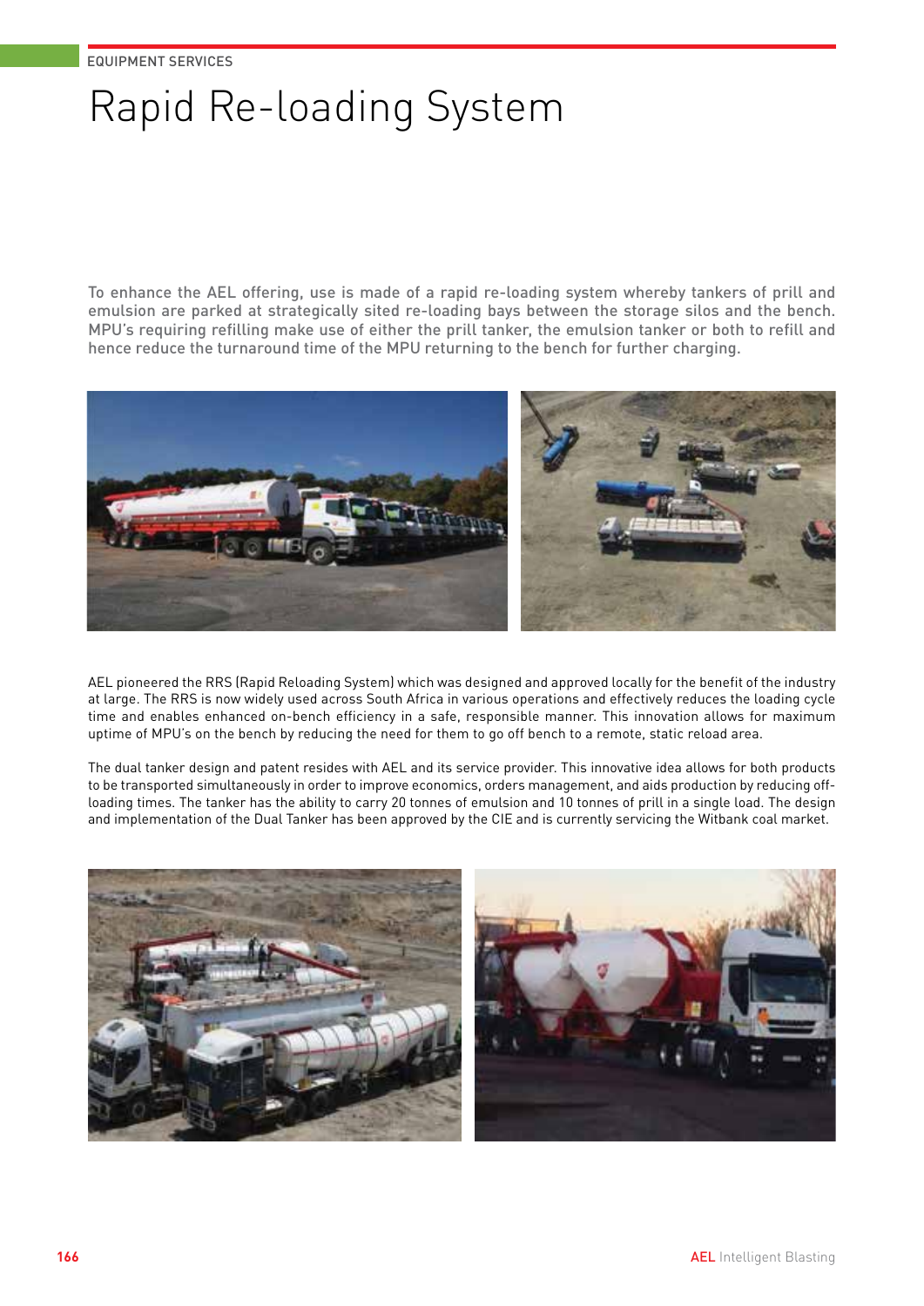EQUIPMENT SERVICES

# Rapid Re-loading System

To enhance the AEL offering, use is made of a rapid re-loading system whereby tankers of prill and emulsion are parked at strategically sited re-loading bays between the storage silos and the bench. MPU's requiring refilling make use of either the prill tanker, the emulsion tanker or both to refill and hence reduce the turnaround time of the MPU returning to the bench for further charging.

AEL pioneered the RRS (Rapid Reloading System) which was designed and approved locally for the benefit of the industry at large. The RRS is now widely used across South Africa in various operations and effectively reduces the loading cycle time and enables enhanced on-bench efficiency in a safe, responsible manner. This innovation allows for maximum uptime of MPU's on the bench by reducing the need for them to go off bench to a remote, static reload area.

The dual tanker design and patent resides with AEL and its service provider. This innovative idea allows for both products to be transported simultaneously in order to improve economics, orders management, and aids production by reducing off-loading times. The tanker has the ability to carry 20 tonnes of emulsion and 10 tonnes of prill in a single load. The design and implementation of the Dual Tanker has been approved by the CIE and is currently servicing the Witbank coal market.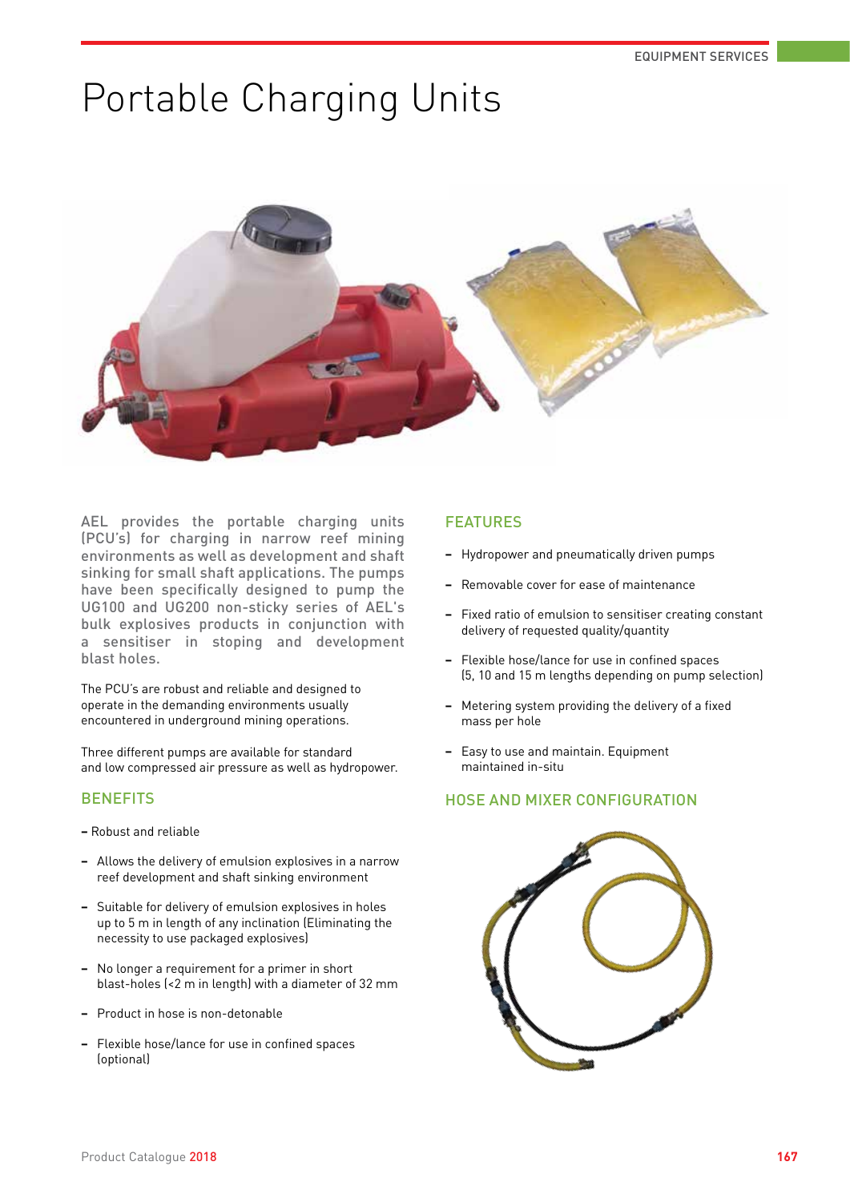# Portable Charging Units

AEL provides the portable charging units (PCU's) for charging in narrow reef mining environments as well as development and shaft sinking for small shaft applications. The pumps have been specifically designed to pump the UG100 and UG200 non-sticky series of AEL's bulk explosives products in conjunction with a sensitiser in stoping and development blast holes.

The PCU's are robust and reliable and designed to operate in the demanding environments usually encountered in underground mining operations.

Three different pumps are available for standard and low compressed air pressure as well as hydropower.

## BENEFITS

- Robust and reliable
- Allows the delivery of emulsion explosives in a narrow reef development and shaft sinking environment
- Suitable for delivery of emulsion explosives in holes up to 5 m in length of any inclination (Eliminating the necessity to use packaged explosives)
- No longer a requirement for a primer in short blast-holes (<2 m in length) with a diameter of 32 mm
- Product in hose is non-detonable
- Flexible hose/lance for use in confined spaces (optional)

## FEATURES

- Hydropower and pneumatically driven pumps
- Removable cover for ease of maintenance
- Fixed ratio of emulsion to sensitiser creating constant delivery of requested quality/quantity
- Flexible hose/lance for use in confined spaces (5, 10 and 15 m lengths depending on pump selection)
- Metering system providing the delivery of a fixed mass per hole
- Easy to use and maintain. Equipment maintained in-situ

## HOSE AND MIXER CONFIGURATION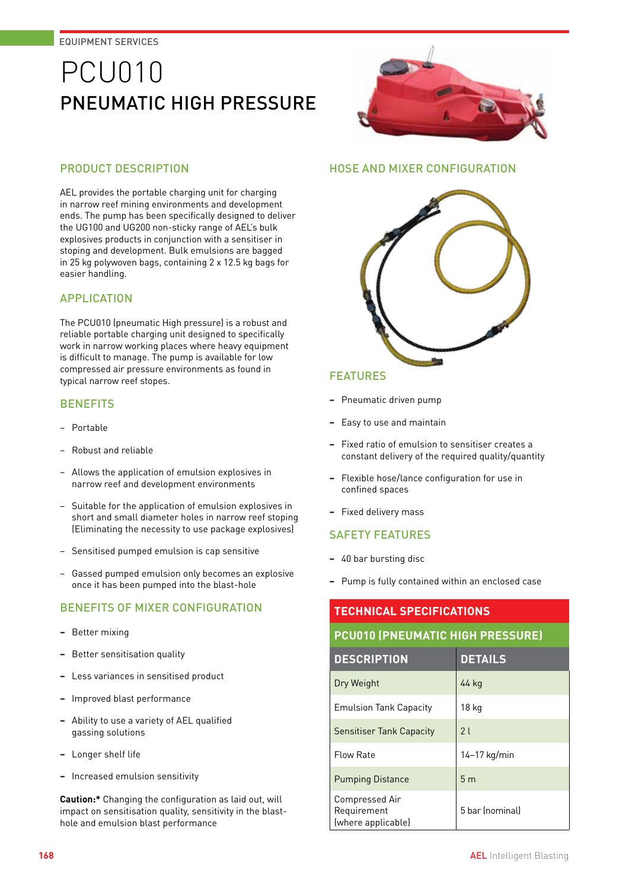EQUIPMENT SERVICES

# PCU010
## PNEUMATIC HIGH PRESSURE

### PRODUCT DESCRIPTION

AEL provides the portable charging unit for charging in narrow reef mining environments and development ends. The pump has been specifically designed to deliver the UG100 and UG200 non-sticky range of AEL's bulk explosives products in conjunction with a sensitiser in stoping and development. Bulk emulsions are bagged in 25 kg polywoven bags, containing 2 x 12.5 kg bags for easier handling.

### APPLICATION

The PCU010 (pneumatic High pressure) is a robust and reliable portable charging unit designed to specifically work in narrow working places where heavy equipment is difficult to manage. The pump is available for low compressed air pressure environments as found in typical narrow reef stopes.

### BENEFITS

- Portable
- Robust and reliable
- Allows the application of emulsion explosives in narrow reef and development environments
- Suitable for the application of emulsion explosives in short and small diameter holes in narrow reef stoping (Eliminating the necessity to use package explosives)
- Sensitised pumped emulsion is cap sensitive
- Gassed pumped emulsion only becomes an explosive once it has been pumped into the blast-hole

### BENEFITS OF MIXER CONFIGURATION

- Better mixing
- Better sensitisation quality
- Less variances in sensitised product
- Improved blast performance
- Ability to use a variety of AEL qualified gassing solutions
- Longer shelf life
- Increased emulsion sensitivity

**Caution:*** Changing the configuration as laid out, will impact on sensitisation quality, sensitivity in the blast-hole and emulsion blast performance

### HOSE AND MIXER CONFIGURATION

### FEATURES

- Pneumatic driven pump
- Easy to use and maintain
- Fixed ratio of emulsion to sensitiser creates a constant delivery of the required quality/quantity
- Flexible hose/lance configuration for use in confined spaces
- Fixed delivery mass

### SAFETY FEATURES

- 40 bar bursting disc
- Pump is fully contained within an enclosed case

| TECHNICAL SPECIFICATIONS | |
|---|---|
| **PCU010 (PNEUMATIC HIGH PRESSURE)** | |
| **DESCRIPTION** | **DETAILS** |
| Dry Weight | 44 kg |
| Emulsion Tank Capacity | 18 kg |
| Sensitiser Tank Capacity | 2 l |
| Flow Rate | 14–17 kg/min |
| Pumping Distance | 5 m |
| Compressed Air Requirement (where applicable) | 5 bar (nominal) |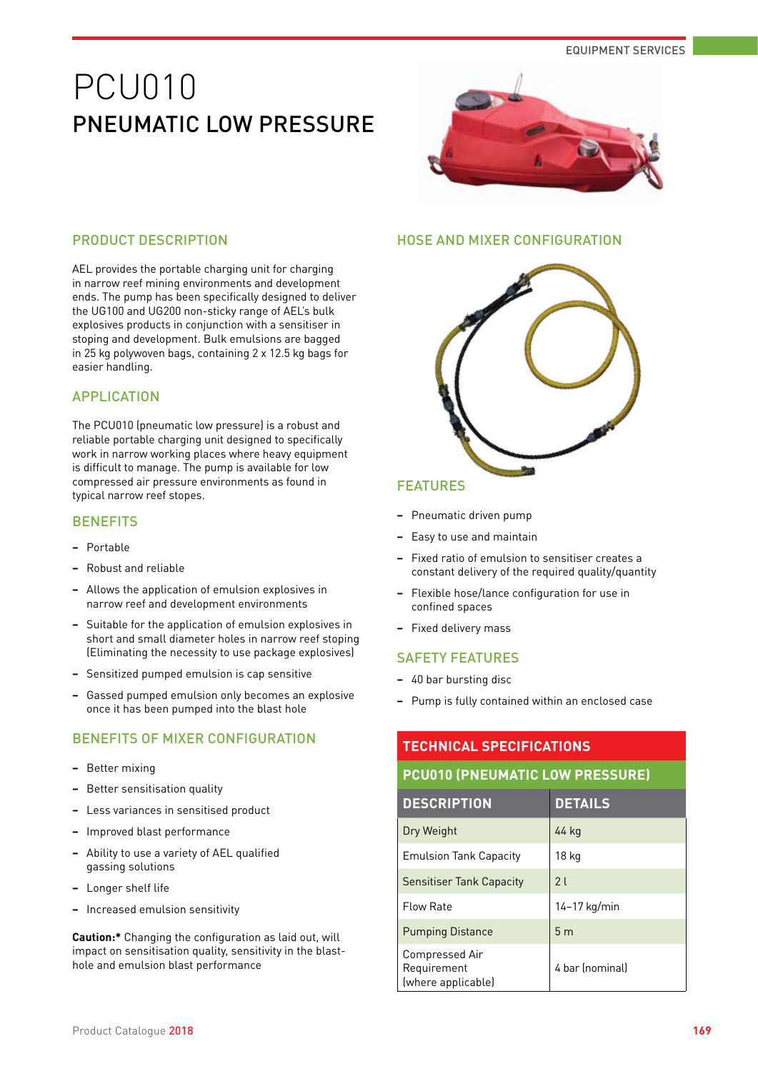# PCU010

## PNEUMATIC LOW PRESSURE

### PRODUCT DESCRIPTION

AEL provides the portable charging unit for charging in narrow reef mining environments and development ends. The pump has been specifically designed to deliver the UG100 and UG200 non-sticky range of AEL's bulk explosives products in conjunction with a sensitiser in stoping and development. Bulk emulsions are bagged in 25 kg polywoven bags, containing 2 x 12.5 kg bags for easier handling.

### APPLICATION

The PCU010 (pneumatic low pressure) is a robust and reliable portable charging unit designed to specifically work in narrow working places where heavy equipment is difficult to manage. The pump is available for low compressed air pressure environments as found in typical narrow reef stopes.

### BENEFITS

- Portable
- Robust and reliable
- Allows the application of emulsion explosives in narrow reef and development environments
- Suitable for the application of emulsion explosives in short and small diameter holes in narrow reef stoping (Eliminating the necessity to use package explosives)
- Sensitized pumped emulsion is cap sensitive
- Gassed pumped emulsion only becomes an explosive once it has been pumped into the blast hole

### BENEFITS OF MIXER CONFIGURATION

- Better mixing
- Better sensitisation quality
- Less variances in sensitised product
- Improved blast performance
- Ability to use a variety of AEL qualified gassing solutions
- Longer shelf life
- Increased emulsion sensitivity

**Caution:*** Changing the configuration as laid out, will impact on sensitisation quality, sensitivity in the blast-hole and emulsion blast performance

### HOSE AND MIXER CONFIGURATION

### FEATURES

- Pneumatic driven pump
- Easy to use and maintain
- Fixed ratio of emulsion to sensitiser creates a constant delivery of the required quality/quantity
- Flexible hose/lance configuration for use in confined spaces
- Fixed delivery mass

### SAFETY FEATURES

- 40 bar bursting disc
- Pump is fully contained within an enclosed case

### TECHNICAL SPECIFICATIONS

**PCU010 (PNEUMATIC LOW PRESSURE)**

| DESCRIPTION | DETAILS |
|---|---|
| Dry Weight | 44 kg |
| Emulsion Tank Capacity | 18 kg |
| Sensitiser Tank Capacity | 2 l |
| Flow Rate | 14–17 kg/min |
| Pumping Distance | 5 m |
| Compressed Air Requirement (where applicable) | 4 bar (nominal) |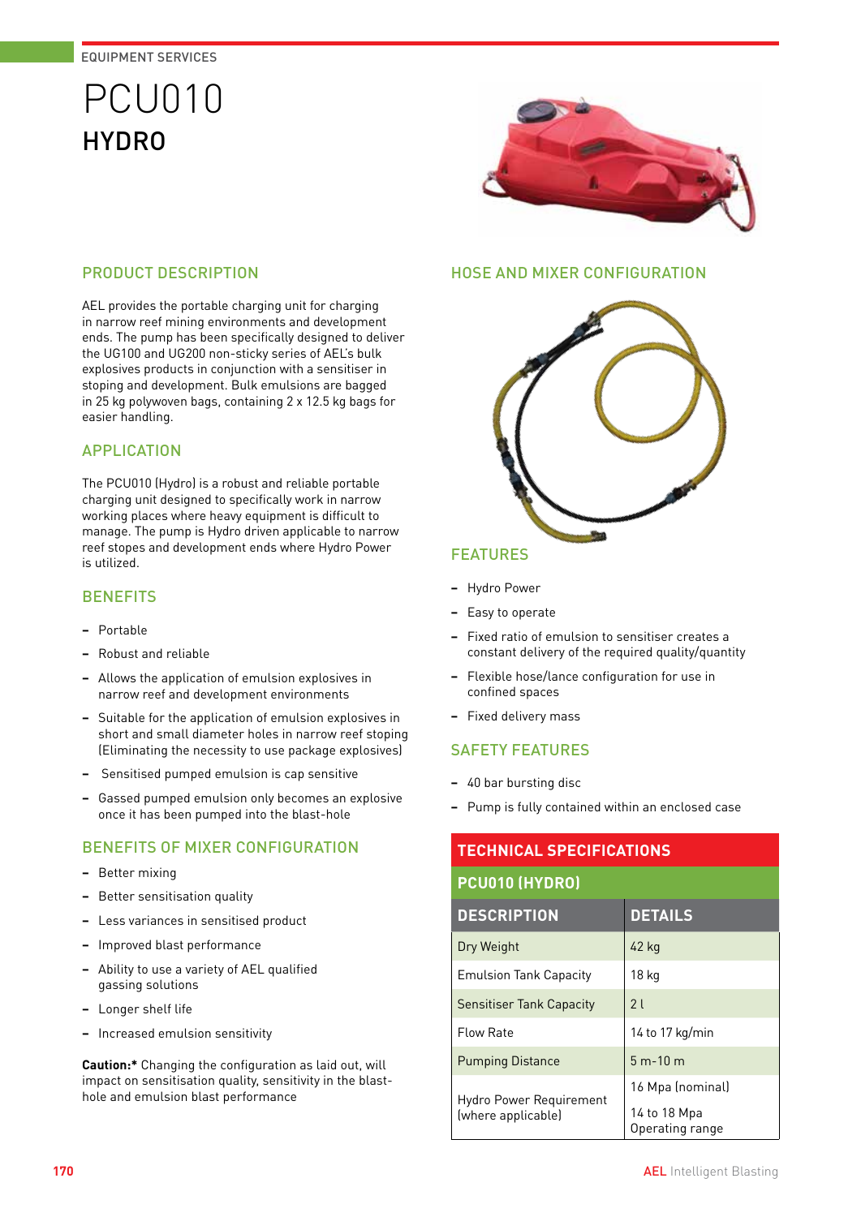EQUIPMENT SERVICES

# PCU010
## HYDRO

### PRODUCT DESCRIPTION

AEL provides the portable charging unit for charging in narrow reef mining environments and development ends. The pump has been specifically designed to deliver the UG100 and UG200 non-sticky series of AEL's bulk explosives products in conjunction with a sensitiser in stoping and development. Bulk emulsions are bagged in 25 kg polywoven bags, containing 2 x 12.5 kg bags for easier handling.

### APPLICATION

The PCU010 (Hydro) is a robust and reliable portable charging unit designed to specifically work in narrow working places where heavy equipment is difficult to manage. The pump is Hydro driven applicable to narrow reef stopes and development ends where Hydro Power is utilized.

### BENEFITS

- Portable
- Robust and reliable
- Allows the application of emulsion explosives in narrow reef and development environments
- Suitable for the application of emulsion explosives in short and small diameter holes in narrow reef stoping (Eliminating the necessity to use package explosives)
- Sensitised pumped emulsion is cap sensitive
- Gassed pumped emulsion only becomes an explosive once it has been pumped into the blast-hole

### BENEFITS OF MIXER CONFIGURATION

- Better mixing
- Better sensitisation quality
- Less variances in sensitised product
- Improved blast performance
- Ability to use a variety of AEL qualified gassing solutions
- Longer shelf life
- Increased emulsion sensitivity

**Caution:*** Changing the configuration as laid out, will impact on sensitisation quality, sensitivity in the blast-hole and emulsion blast performance

### HOSE AND MIXER CONFIGURATION

### FEATURES

- Hydro Power
- Easy to operate
- Fixed ratio of emulsion to sensitiser creates a constant delivery of the required quality/quantity
- Flexible hose/lance configuration for use in confined spaces
- Fixed delivery mass

### SAFETY FEATURES

- 40 bar bursting disc
- Pump is fully contained within an enclosed case

**TECHNICAL SPECIFICATIONS**

**PCU010 (HYDRO)**

| DESCRIPTION | DETAILS |
|---|---|
| Dry Weight | 42 kg |
| Emulsion Tank Capacity | 18 kg |
| Sensitiser Tank Capacity | 2 l |
| Flow Rate | 14 to 17 kg/min |
| Pumping Distance | 5 m-10 m |
| Hydro Power Requirement (where applicable) | 16 Mpa (nominal) 14 to 18 Mpa Operating range |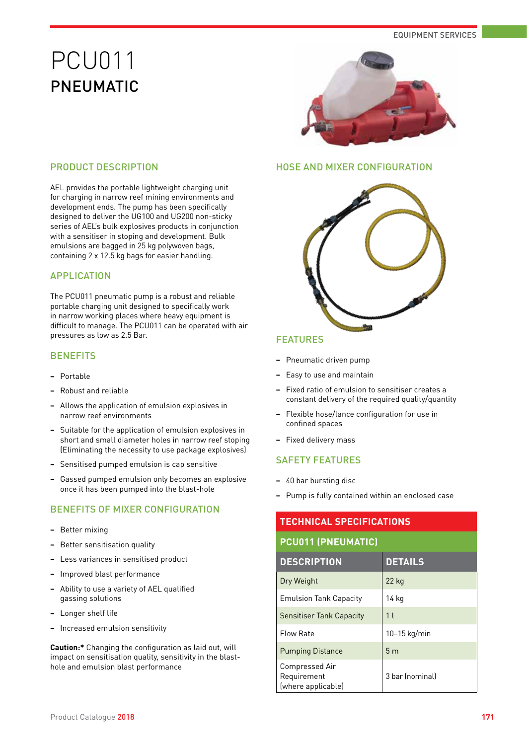# PCU011

## PNEUMATIC

### PRODUCT DESCRIPTION

AEL provides the portable lightweight charging unit for charging in narrow reef mining environments and development ends. The pump has been specifically designed to deliver the UG100 and UG200 non-sticky series of AEL's bulk explosives products in conjunction with a sensitiser in stoping and development. Bulk emulsions are bagged in 25 kg polywoven bags, containing 2 x 12.5 kg bags for easier handling.

### APPLICATION

The PCU011 pneumatic pump is a robust and reliable portable charging unit designed to specifically work in narrow working places where heavy equipment is difficult to manage. The PCU011 can be operated with air pressures as low as 2.5 Bar.

### BENEFITS

- Portable
- Robust and reliable
- Allows the application of emulsion explosives in narrow reef environments
- Suitable for the application of emulsion explosives in short and small diameter holes in narrow reef stoping (Eliminating the necessity to use package explosives)
- Sensitised pumped emulsion is cap sensitive
- Gassed pumped emulsion only becomes an explosive once it has been pumped into the blast-hole

### BENEFITS OF MIXER CONFIGURATION

- Better mixing
- Better sensitisation quality
- Less variances in sensitised product
- Improved blast performance
- Ability to use a variety of AEL qualified gassing solutions
- Longer shelf life
- Increased emulsion sensitivity

**Caution:*** Changing the configuration as laid out, will impact on sensitisation quality, sensitivity in the blast-hole and emulsion blast performance

### HOSE AND MIXER CONFIGURATION

### FEATURES

- Pneumatic driven pump
- Easy to use and maintain
- Fixed ratio of emulsion to sensitiser creates a constant delivery of the required quality/quantity
- Flexible hose/lance configuration for use in confined spaces
- Fixed delivery mass

### SAFETY FEATURES

- 40 bar bursting disc
- Pump is fully contained within an enclosed case

### TECHNICAL SPECIFICATIONS

| PCU011 (PNEUMATIC) | |
|---|---|
| **DESCRIPTION** | **DETAILS** |
| Dry Weight | 22 kg |
| Emulsion Tank Capacity | 14 kg |
| Sensitiser Tank Capacity | 1 l |
| Flow Rate | 10–15 kg/min |
| Pumping Distance | 5 m |
| Compressed Air Requirement (where applicable) | 3 bar (nominal) |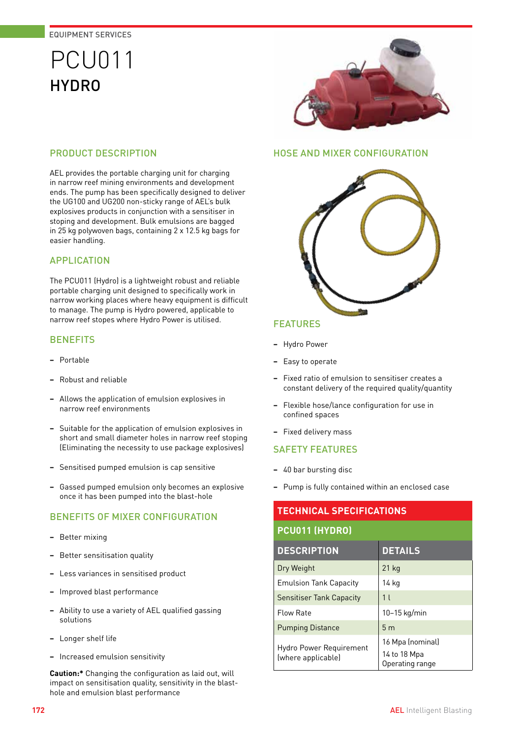EQUIPMENT SERVICES

# PCU011

## HYDRO

### PRODUCT DESCRIPTION

AEL provides the portable charging unit for charging in narrow reef mining environments and development ends. The pump has been specifically designed to deliver the UG100 and UG200 non-sticky range of AEL's bulk explosives products in conjunction with a sensitiser in stoping and development. Bulk emulsions are bagged in 25 kg polywoven bags, containing 2 x 12.5 kg bags for easier handling.

### APPLICATION

The PCU011 (Hydro) is a lightweight robust and reliable portable charging unit designed to specifically work in narrow working places where heavy equipment is difficult to manage. The pump is Hydro powered, applicable to narrow reef stopes where Hydro Power is utilised.

### BENEFITS

- Portable
- Robust and reliable
- Allows the application of emulsion explosives in narrow reef environments
- Suitable for the application of emulsion explosives in short and small diameter holes in narrow reef stoping (Eliminating the necessity to use package explosives)
- Sensitised pumped emulsion is cap sensitive
- Gassed pumped emulsion only becomes an explosive once it has been pumped into the blast-hole

### BENEFITS OF MIXER CONFIGURATION

- Better mixing
- Better sensitisation quality
- Less variances in sensitised product
- Improved blast performance
- Ability to use a variety of AEL qualified gassing solutions
- Longer shelf life
- Increased emulsion sensitivity

**Caution:*** Changing the configuration as laid out, will impact on sensitisation quality, sensitivity in the blast-hole and emulsion blast performance

### HOSE AND MIXER CONFIGURATION

### FEATURES

- Hydro Power
- Easy to operate
- Fixed ratio of emulsion to sensitiser creates a constant delivery of the required quality/quantity
- Flexible hose/lance configuration for use in confined spaces
- Fixed delivery mass

### SAFETY FEATURES

- 40 bar bursting disc
- Pump is fully contained within an enclosed case

### TECHNICAL SPECIFICATIONS

**PCU011 (HYDRO)**

| DESCRIPTION | DETAILS |
|---|---|
| Dry Weight | 21 kg |
| Emulsion Tank Capacity | 14 kg |
| Sensitiser Tank Capacity | 1 l |
| Flow Rate | 10–15 kg/min |
| Pumping Distance | 5 m |
| Hydro Power Requirement (where applicable) | 16 Mpa (nominal) 14 to 18 Mpa Operating range |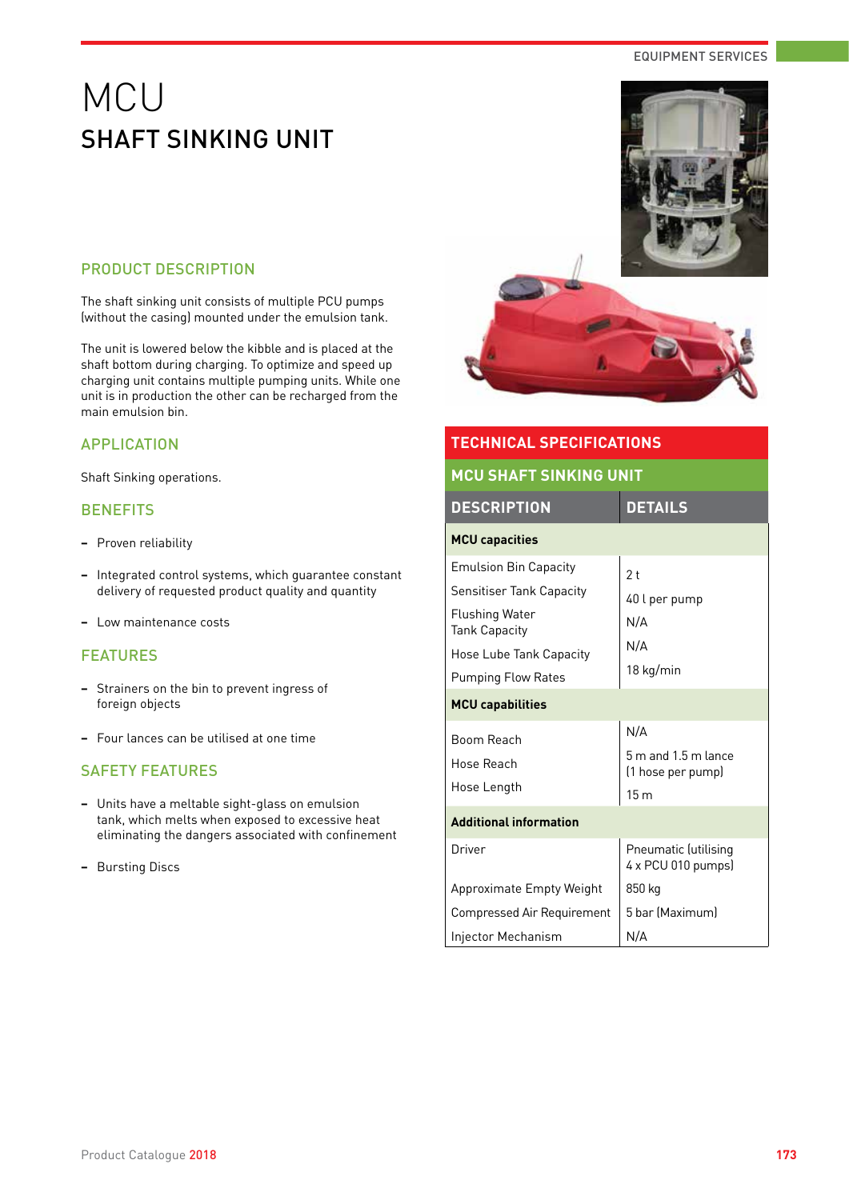# MCU

## SHAFT SINKING UNIT

### PRODUCT DESCRIPTION

The shaft sinking unit consists of multiple PCU pumps (without the casing) mounted under the emulsion tank.

The unit is lowered below the kibble and is placed at the shaft bottom during charging. To optimize and speed up charging unit contains multiple pumping units. While one unit is in production the other can be recharged from the main emulsion bin.

### APPLICATION

Shaft Sinking operations.

### BENEFITS

- Proven reliability
- Integrated control systems, which guarantee constant delivery of requested product quality and quantity
- Low maintenance costs

### FEATURES

- Strainers on the bin to prevent ingress of foreign objects
- Four lances can be utilised at one time

### SAFETY FEATURES

- Units have a meltable sight-glass on emulsion tank, which melts when exposed to excessive heat eliminating the dangers associated with confinement
- Bursting Discs

## TECHNICAL SPECIFICATIONS

### MCU SHAFT SINKING UNIT

| DESCRIPTION | DETAILS |
|---|---|
| **MCU capacities** | |
| Emulsion Bin Capacity | 2 t |
| Sensitiser Tank Capacity | 40 l per pump |
| Flushing Water Tank Capacity | N/A |
| Hose Lube Tank Capacity | N/A |
| Pumping Flow Rates | 18 kg/min |
| **MCU capabilities** | |
| Boom Reach | N/A |
| Hose Reach | 5 m and 1.5 m lance (1 hose per pump) |
| Hose Length | 15 m |
| **Additional information** | |
| Driver | Pneumatic (utilising 4 x PCU 010 pumps) |
| Approximate Empty Weight | 850 kg |
| Compressed Air Requirement | 5 bar (Maximum) |
| Injector Mechanism | N/A |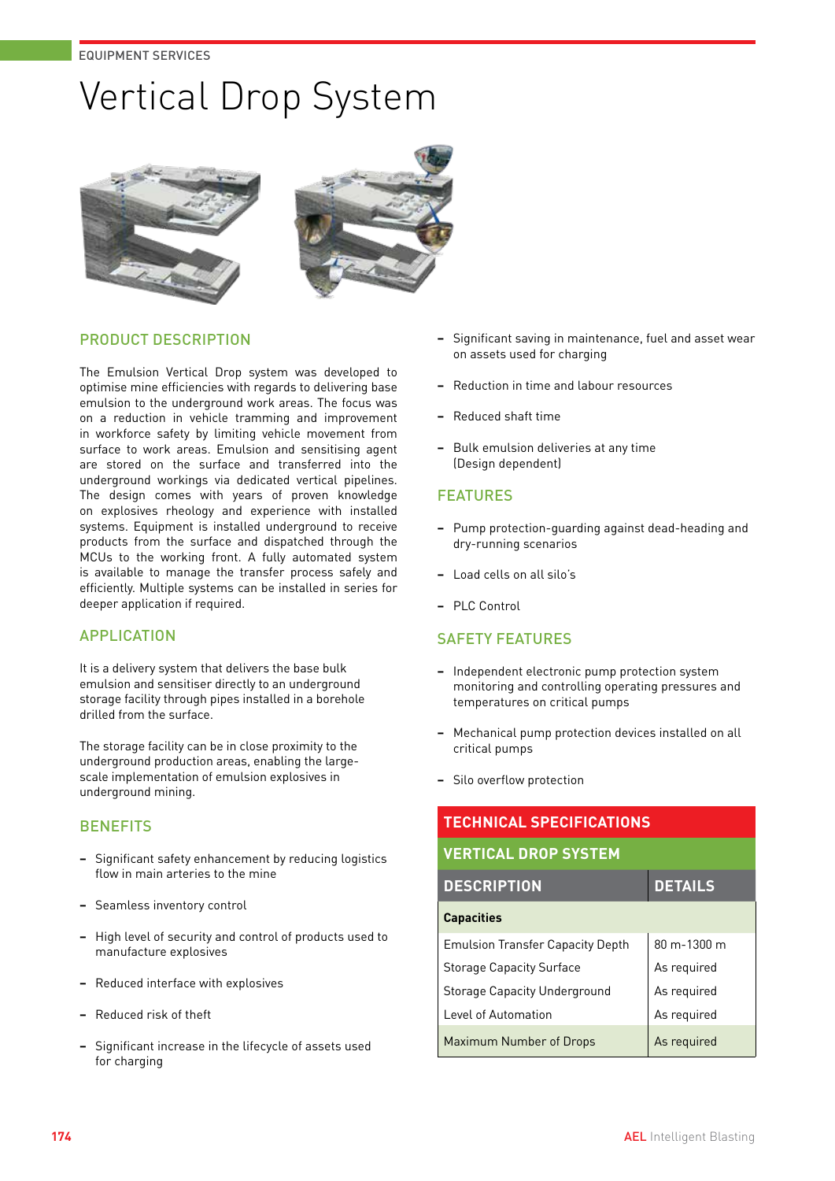EQUIPMENT SERVICES

# Vertical Drop System

## PRODUCT DESCRIPTION

The Emulsion Vertical Drop system was developed to optimise mine efficiencies with regards to delivering base emulsion to the underground work areas. The focus was on a reduction in vehicle tramming and improvement in workforce safety by limiting vehicle movement from surface to work areas. Emulsion and sensitising agent are stored on the surface and transferred into the underground workings via dedicated vertical pipelines. The design comes with years of proven knowledge on explosives rheology and experience with installed systems. Equipment is installed underground to receive products from the surface and dispatched through the MCUs to the working front. A fully automated system is available to manage the transfer process safely and efficiently. Multiple systems can be installed in series for deeper application if required.

## APPLICATION

It is a delivery system that delivers the base bulk emulsion and sensitiser directly to an underground storage facility through pipes installed in a borehole drilled from the surface.

The storage facility can be in close proximity to the underground production areas, enabling the large-scale implementation of emulsion explosives in underground mining.

## BENEFITS

- Significant safety enhancement by reducing logistics flow in main arteries to the mine
- Seamless inventory control
- High level of security and control of products used to manufacture explosives
- Reduced interface with explosives
- Reduced risk of theft
- Significant increase in the lifecycle of assets used for charging
- Significant saving in maintenance, fuel and asset wear on assets used for charging
- Reduction in time and labour resources
- Reduced shaft time
- Bulk emulsion deliveries at any time (Design dependent)

## FEATURES

- Pump protection-guarding against dead-heading and dry-running scenarios
- Load cells on all silo's
- PLC Control

## SAFETY FEATURES

- Independent electronic pump protection system monitoring and controlling operating pressures and temperatures on critical pumps
- Mechanical pump protection devices installed on all critical pumps
- Silo overflow protection

## TECHNICAL SPECIFICATIONS

### VERTICAL DROP SYSTEM

| DESCRIPTION | DETAILS |
|---|---|
| **Capacities** | |
| Emulsion Transfer Capacity Depth | 80 m-1300 m |
| Storage Capacity Surface | As required |
| Storage Capacity Underground | As required |
| Level of Automation | As required |
| Maximum Number of Drops | As required |